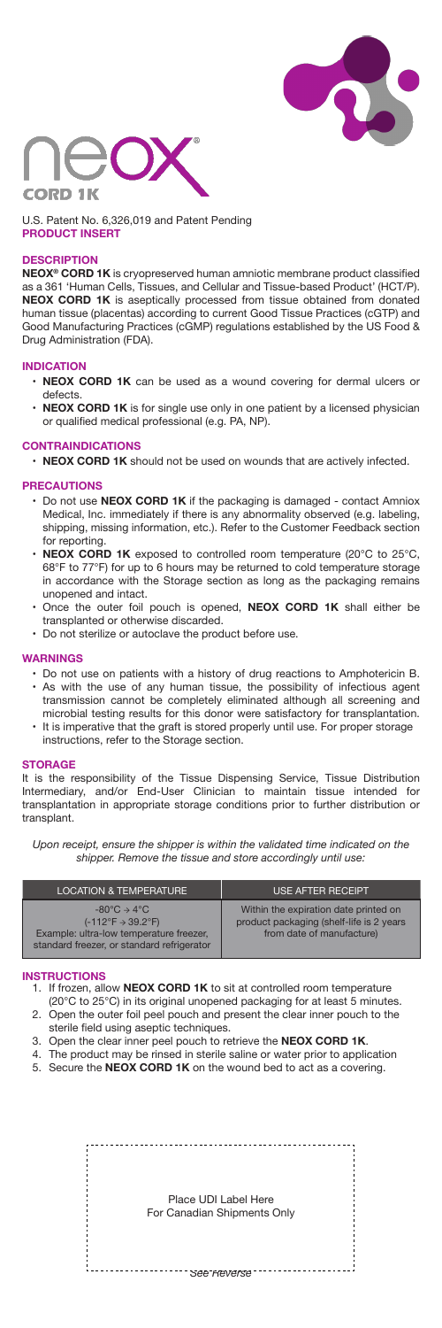# neox® CORD 1K

U.S. Patent No. 6,326,019 and Patent Pending
**PRODUCT INSERT**

## DESCRIPTION

**NEOX® CORD 1K** is cryopreserved human amniotic membrane product classified as a 361 'Human Cells, Tissues, and Cellular and Tissue-based Product' (HCT/P). **NEOX CORD 1K** is aseptically processed from tissue obtained from donated human tissue (placentas) according to current Good Tissue Practices (cGTP) and Good Manufacturing Practices (cGMP) regulations established by the US Food & Drug Administration (FDA).

## INDICATION

- **NEOX CORD 1K** can be used as a wound covering for dermal ulcers or defects.
- **NEOX CORD 1K** is for single use only in one patient by a licensed physician or qualified medical professional (e.g. PA, NP).

## CONTRAINDICATIONS

- **NEOX CORD 1K** should not be used on wounds that are actively infected.

## PRECAUTIONS

- Do not use **NEOX CORD 1K** if the packaging is damaged - contact Amniox Medical, Inc. immediately if there is any abnormality observed (e.g. labeling, shipping, missing information, etc.). Refer to the Customer Feedback section for reporting.
- **NEOX CORD 1K** exposed to controlled room temperature (20°C to 25°C, 68°F to 77°F) for up to 6 hours may be returned to cold temperature storage in accordance with the Storage section as long as the packaging remains unopened and intact.
- Once the outer foil pouch is opened, **NEOX CORD 1K** shall either be transplanted or otherwise discarded.
- Do not sterilize or autoclave the product before use.

## WARNINGS

- Do not use on patients with a history of drug reactions to Amphotericin B.
- As with the use of any human tissue, the possibility of infectious agent transmission cannot be completely eliminated although all screening and microbial testing results for this donor were satisfactory for transplantation.
- It is imperative that the graft is stored properly until use. For proper storage instructions, refer to the Storage section.

## STORAGE

It is the responsibility of the Tissue Dispensing Service, Tissue Distribution Intermediary, and/or End-User Clinician to maintain tissue intended for transplantation in appropriate storage conditions prior to further distribution or transplant.

*Upon receipt, ensure the shipper is within the validated time indicated on the shipper. Remove the tissue and store accordingly until use:*

| LOCATION & TEMPERATURE | USE AFTER RECEIPT |
| --- | --- |
| -80°C → 4°C (-112°F → 39.2°F) Example: ultra-low temperature freezer, standard freezer, or standard refrigerator | Within the expiration date printed on product packaging (shelf-life is 2 years from date of manufacture) |

## INSTRUCTIONS

1. If frozen, allow **NEOX CORD 1K** to sit at controlled room temperature (20°C to 25°C) in its original unopened packaging for at least 5 minutes.
2. Open the outer foil peel pouch and present the clear inner pouch to the sterile field using aseptic techniques.
3. Open the clear inner peel pouch to retrieve the **NEOX CORD 1K**.
4. The product may be rinsed in sterile saline or water prior to application
5. Secure the **NEOX CORD 1K** on the wound bed to act as a covering.

Place UDI Label Here
For Canadian Shipments Only

See Reverse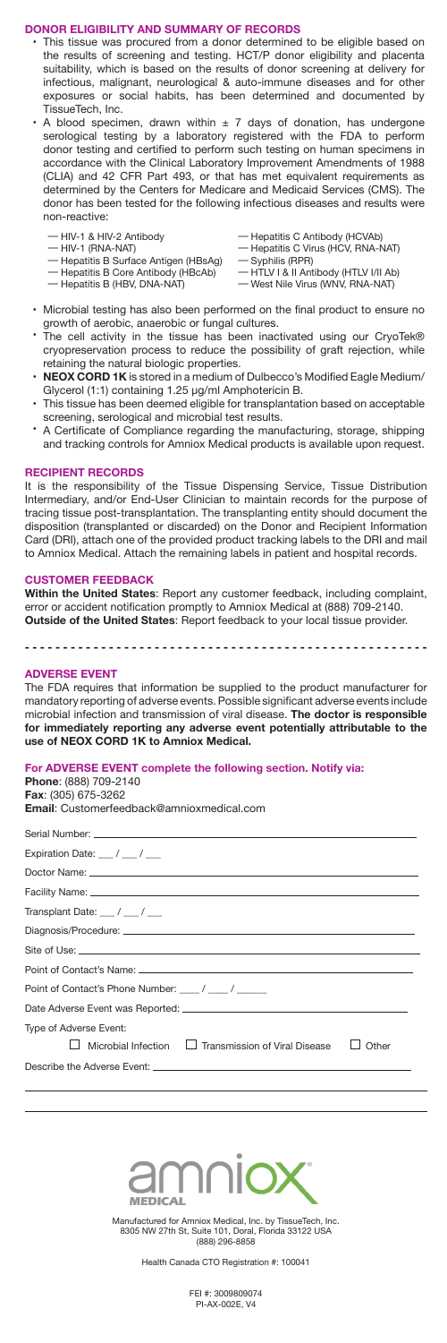## DONOR ELIGIBILITY AND SUMMARY OF RECORDS

- This tissue was procured from a donor determined to be eligible based on the results of screening and testing. HCT/P donor eligibility and placenta suitability, which is based on the results of donor screening at delivery for infectious, malignant, neurological & auto-immune diseases and for other exposures or social habits, has been determined and documented by TissueTech, Inc.
- A blood specimen, drawn within ± 7 days of donation, has undergone serological testing by a laboratory registered with the FDA to perform donor testing and certified to perform such testing on human specimens in accordance with the Clinical Laboratory Improvement Amendments of 1988 (CLIA) and 42 CFR Part 493, or that has met equivalent requirements as determined by the Centers for Medicare and Medicaid Services (CMS). The donor has been tested for the following infectious diseases and results were non-reactive:
  - — HIV-1 & HIV-2 Antibody
  - — HIV-1 (RNA-NAT)
  - — Hepatitis B Surface Antigen (HBsAg)
  - — Hepatitis B Core Antibody (HBcAb)
  - — Hepatitis B (HBV, DNA-NAT)
  - — Hepatitis C Antibody (HCVAb)
  - — Hepatitis C Virus (HCV, RNA-NAT)
  - — Syphilis (RPR)
  - — HTLV I & II Antibody (HTLV I/II Ab)
  - — West Nile Virus (WNV, RNA-NAT)
- Microbial testing has also been performed on the final product to ensure no growth of aerobic, anaerobic or fungal cultures.
- The cell activity in the tissue has been inactivated using our CryoTek® cryopreservation process to reduce the possibility of graft rejection, while retaining the natural biologic properties.
- **NEOX CORD 1K** is stored in a medium of Dulbecco's Modified Eagle Medium/ Glycerol (1:1) containing 1.25 µg/ml Amphotericin B.
- This tissue has been deemed eligible for transplantation based on acceptable screening, serological and microbial test results.
- A Certificate of Compliance regarding the manufacturing, storage, shipping and tracking controls for Amniox Medical products is available upon request.

## RECIPIENT RECORDS

It is the responsibility of the Tissue Dispensing Service, Tissue Distribution Intermediary, and/or End-User Clinician to maintain records for the purpose of tracing tissue post-transplantation. The transplanting entity should document the disposition (transplanted or discarded) on the Donor and Recipient Information Card (DRI), attach one of the provided product tracking labels to the DRI and mail to Amniox Medical. Attach the remaining labels in patient and hospital records.

## CUSTOMER FEEDBACK

**Within the United States**: Report any customer feedback, including complaint, error or accident notification promptly to Amniox Medical at (888) 709-2140.
**Outside of the United States**: Report feedback to your local tissue provider.

---

## ADVERSE EVENT

The FDA requires that information be supplied to the product manufacturer for mandatory reporting of adverse events. Possible significant adverse events include microbial infection and transmission of viral disease. **The doctor is responsible for immediately reporting any adverse event potentially attributable to the use of NEOX CORD 1K to Amniox Medical.**

**For ADVERSE EVENT complete the following section. Notify via:**
**Phone**: (888) 709-2140
**Fax**: (305) 675-3262
**Email**: Customerfeedback@amnioxmedical.com

Serial Number: ____________________

Expiration Date: ___ / ___ / ___

Doctor Name: ____________________

Facility Name: ____________________

Transplant Date: ___ / ___ / ___

Diagnosis/Procedure: ____________________

Site of Use: ____________________

Point of Contact's Name: ____________________

Point of Contact's Phone Number: ____ / ____ / _____

Date Adverse Event was Reported: ____________________

Type of Adverse Event:

☐ Microbial Infection ☐ Transmission of Viral Disease ☐ Other

Describe the Adverse Event: ____________________

amniox MEDICAL

Manufactured for Amniox Medical, Inc. by TissueTech, Inc.
8305 NW 27th St, Suite 101, Doral, Florida 33122 USA
(888) 296-8858

Health Canada CTO Registration #: 100041

FEI #: 3009809074
PI-AX-002E, V4